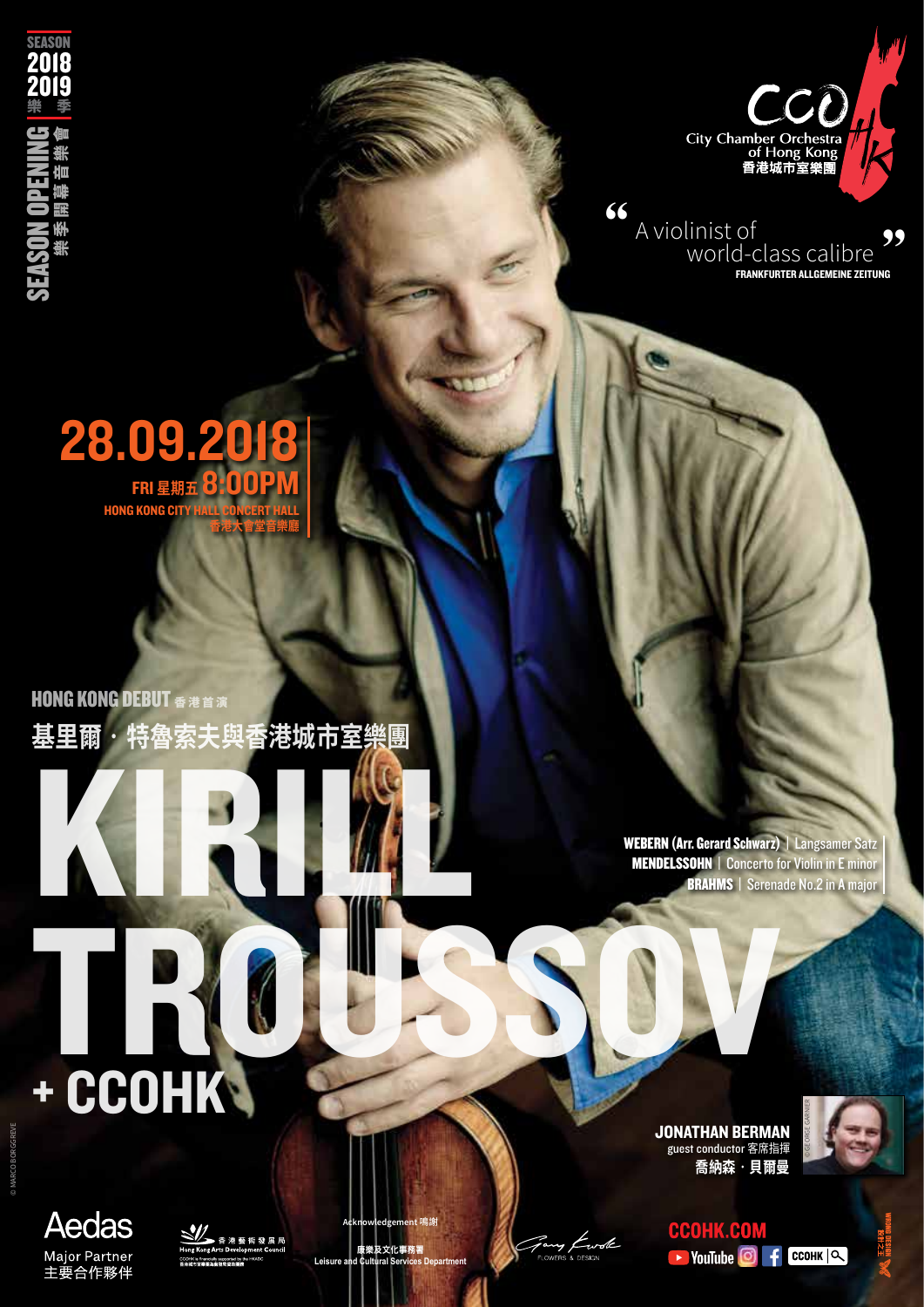SEASON 2018 2019 樂季

SEASON OPENING 樂季開幕音樂會

CCO City Chamber Orchestra of Hong Kong 香港城市室樂團

> "A violinist of world-class calibre"
>
> FRANKFURTER ALLGEMEINE ZEITUNG

# 28.09.2018

FRI 星期五 8:00PM

HONG KONG CITY HALL CONCERT HALL
香港大會堂音樂廳

HONG KONG DEBUT 香港首演

基里爾・特魯索夫與香港城市室樂團

# KIRILL TROUSSOV + CCOHK

**WEBERN (Arr. Gerard Schwarz)** | Langsamer Satz
**MENDELSSOHN** | Concerto for Violin in E minor
**BRAHMS** | Serenade No.2 in A major

**JONATHAN BERMAN**
guest conductor 客席指揮
喬納森・貝爾曼

© GEORGE GARNIER

© MARCO BORGGREVE

Aedas
Major Partner
主要合作夥伴

香港藝術發展局
Hong Kong Arts Development Council

Acknowledgement 鳴謝
康樂及文化事務署
Leisure and Cultural Services Department

FLOWERS & DESIGN

CCOHK.COM
YouTube CCOHK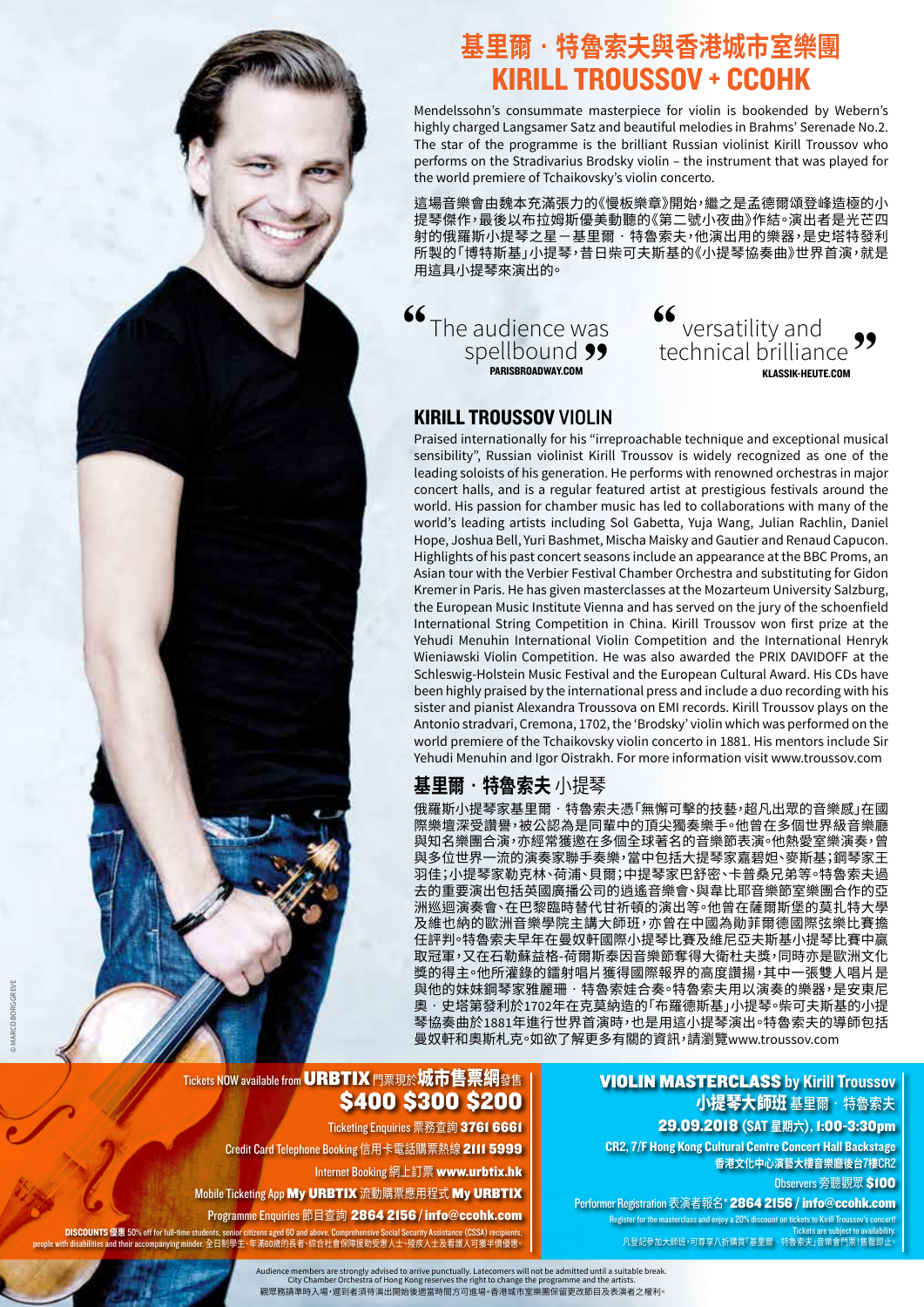# 基里爾・特魯索夫與香港城市室樂團
# KIRILL TROUSSOV + CCOHK

Mendelssohn's consummate masterpiece for violin is bookended by Webern's highly charged Langsamer Satz and beautiful melodies in Brahms' Serenade No.2. The star of the programme is the brilliant Russian violinist Kirill Troussov who performs on the Stradivarius Brodsky violin – the instrument that was played for the world premiere of Tchaikovsky's violin concerto.

這場音樂會由魏本充滿張力的《慢板樂章》開始，繼之是孟德爾頌登峰造極的小提琴傑作，最後以布拉姆斯優美動聽的《第二號小夜曲》作結。演出者是光芒四射的俄羅斯小提琴之星－基里爾・特魯索夫，他演出用的樂器，是史塔特發利所製的「博特斯基」小提琴，昔日柴可夫斯基的《小提琴協奏曲》世界首演，就是用這具小提琴來演出的。

> "The audience was spellbound"
> PARISBROADWAY.COM

> "versatility and technical brilliance"
> KLASSIK-HEUTE.COM

## KIRILL TROUSSOV VIOLIN

Praised internationally for his "irreproachable technique and exceptional musical sensibility", Russian violinist Kirill Troussov is widely recognized as one of the leading soloists of his generation. He performs with renowned orchestras in major concert halls, and is a regular featured artist at prestigious festivals around the world. His passion for chamber music has led to collaborations with many of the world's leading artists including Sol Gabetta, Yuja Wang, Julian Rachlin, Daniel Hope, Joshua Bell, Yuri Bashmet, Mischa Maisky and Gautier and Renaud Capucon. Highlights of his past concert seasons include an appearance at the BBC Proms, an Asian tour with the Verbier Festival Chamber Orchestra and substituting for Gidon Kremer in Paris. He has given masterclasses at the Mozarteum University Salzburg, the European Music Institute Vienna and has served on the jury of the schoenfield International String Competition in China. Kirill Troussov won first prize at the Yehudi Menuhin International Violin Competition and the International Henryk Wieniawski Violin Competition. He was also awarded the PRIX DAVIDOFF at the Schleswig-Holstein Music Festival and the European Cultural Award. His CDs have been highly praised by the international press and include a duo recording with his sister and pianist Alexandra Troussova on EMI records. Kirill Troussov plays on the Antonio stradvari, Cremona, 1702, the 'Brodsky' violin which was performed on the world premiere of the Tchaikovsky violin concerto in 1881. His mentors include Sir Yehudi Menuhin and Igor Oistrakh. For more information visit www.troussov.com

## 基里爾・特魯索夫 小提琴

俄羅斯小提琴家基里爾・特魯索夫憑「無懈可擊的技藝，超凡出眾的音樂感」在國際樂壇深受讚譽，被公認為是同輩中的頂尖獨奏樂手。他曾在多個世界級音樂廳與知名樂團合演，亦經常獲邀在多個全球著名的音樂節表演。他熱愛室樂演奏，曾與多位世界一流的演奏家聯手奏樂，當中包括大提琴家嘉碧妲、麥斯基；鋼琴家王羽佳；小提琴家勒克林、荷浦、貝爾；中提琴家巴舒密、卡普桑兄弟等。特魯索夫過去的重要演出包括英國廣播公司的逍遙音樂會、與韋比耶音樂節室樂團合作的亞洲巡迴演奏會、在巴黎臨時替代甘祈頓的演出等。他曾在薩爾斯堡的莫扎特大學及維也納的歐洲音樂學院主講大師班，亦曾在中國為勛菲爾德國際弦樂比賽擔任評判。特魯索夫早年在曼奴軒國際小提琴比賽及維尼亞夫斯基小提琴比賽中贏取冠軍，又在石勒蘇益格-荷爾斯泰因音樂節奪得大衛杜夫獎，同時亦是歐洲文化獎的得主。他所灌錄的鐳射唱片獲得國際報界的高度讚揚，其中一張雙人唱片是與他的妹妹鋼琴家雅麗珊・特魯索娃合奏。特魯索夫用以演奏的樂器，是安東尼奧・史塔第發利於1702年在克莫納造的「布羅德斯基」小提琴。柴可夫斯基的小提琴協奏曲於1881年進行世界首演時，也是用這小提琴演出。特魯索夫的導師包括曼奴軒和奧斯札克。如欲了解更多有關的資訊，請瀏覽www.troussov.com

© MARCO BORGGREVE

Tickets NOW available from **URBTIX** 門票現於**城市售票網**發售

**$400 $300 $200**

Ticketing Enquiries 票務查詢 **3761 6661**

Credit Card Telephone Booking 信用卡電話購票熱線 **2111 5999**

Internet Booking 網上訂票 **www.urbtix.hk**

Mobile Ticketing App **My URBTIX** 流動購票應用程式 **My URBTIX**

Programme Enquiries 節目查詢 **2864 2156 / info@ccohk.com**

**DISCOUNTS 優惠** 50% off for full-time students, senior citizens aged 60 and above, Comprehensive Social Security Assistance (CSSA) recipients, people with disabilities and their accompanying minder. 全日制學生、年滿60歲的長者、綜合社會保障援助受惠人士、殘疾人士及看護人可享半價優惠。

## VIOLIN MASTERCLASS by Kirill Troussov
## 小提琴大師班 基里爾・特魯索夫

**29.09.2018 (SAT 星期六), 1:00-3:30pm**

**CR2, 7/F Hong Kong Cultural Centre Concert Hall Backstage**
**香港文化中心演藝大樓音樂廳後台7樓CR2**

Observers 旁聽觀眾 **$100**

Performer Registration 表演者報名* **2864 2156 / info@ccohk.com**

Register for the masterclass and enjoy a 20% discount on tickets to Kirill Troussov's concert! Tickets are subject to availability.
凡登記參加大師班，可尊享八折購買「基里爾・特魯索夫」音樂會門票！售罄即止。

Audience members are strongly advised to arrive punctually. Latecomers will not be admitted until a suitable break.
City Chamber Orchestra of Hong Kong reserves the right to change the programme and the artists.
觀眾務請準時入場，遲到者須待演出開始後適當時間方可進場。香港城市室樂團保留更改節目及表演者之權利。